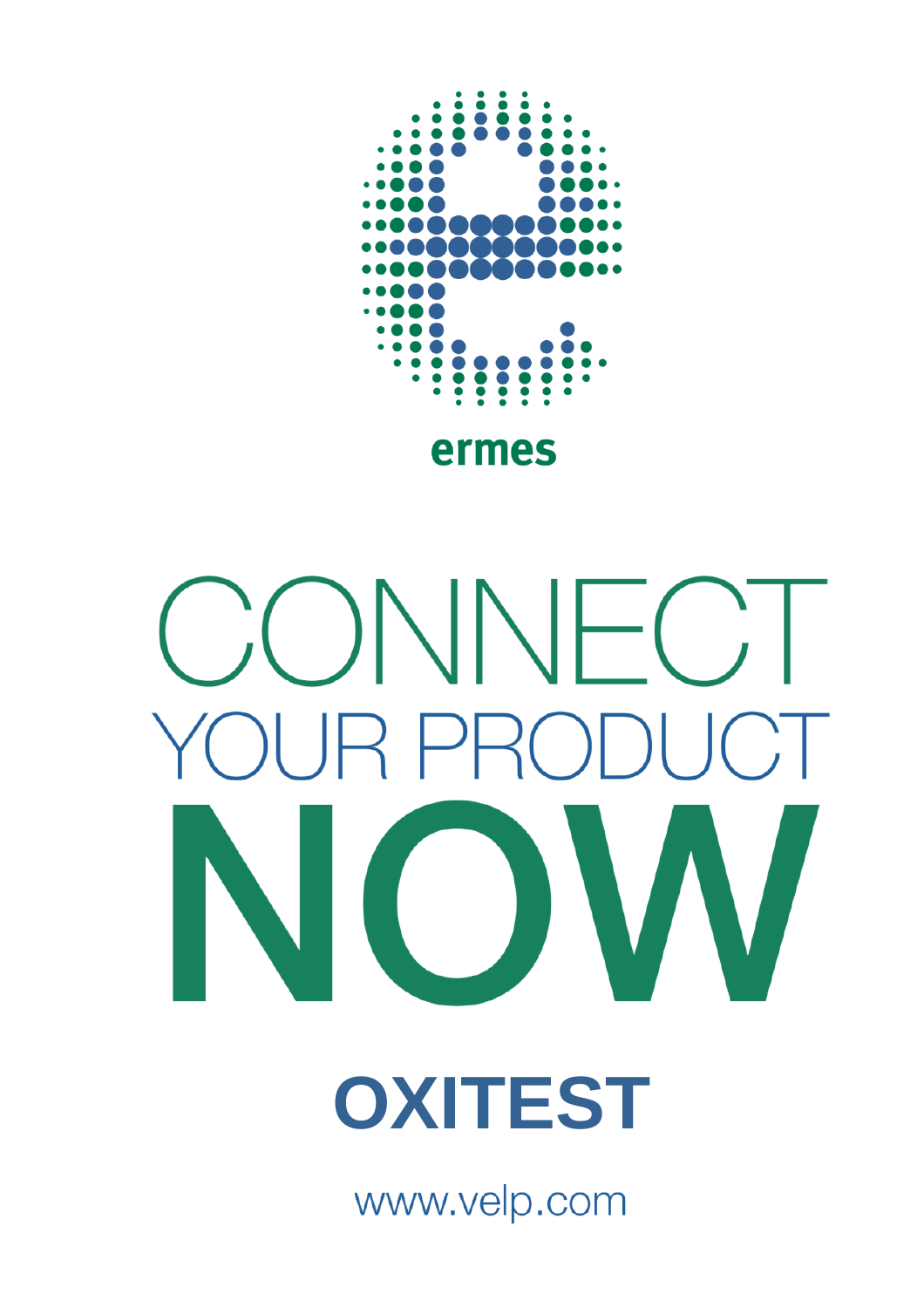ermes

# CONNECT YOUR PRODUCT NOW

## OXITEST

www.velp.com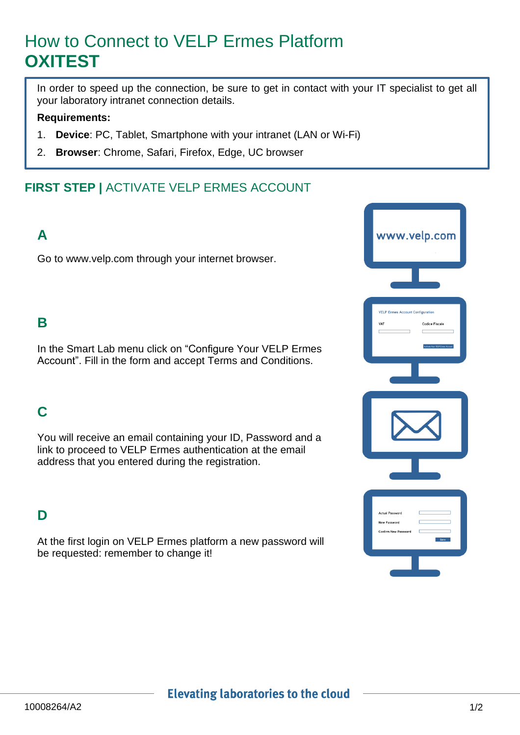# How to Connect to VELP Ermes Platform
# OXITEST

In order to speed up the connection, be sure to get in contact with your IT specialist to get all your laboratory intranet connection details.

**Requirements:**

1. **Device**: PC, Tablet, Smartphone with your intranet (LAN or Wi-Fi)
2. **Browser**: Chrome, Safari, Firefox, Edge, UC browser

## FIRST STEP | ACTIVATE VELP ERMES ACCOUNT

### A

Go to www.velp.com through your internet browser.

### B

In the Smart Lab menu click on “Configure Your VELP Ermes Account”. Fill in the form and accept Terms and Conditions.

### C

You will receive an email containing your ID, Password and a link to proceed to VELP Ermes authentication at the email address that you entered during the registration.

### D

At the first login on VELP Ermes platform a new password will be requested: remember to change it!

Elevating laboratories to the cloud

10008264/A2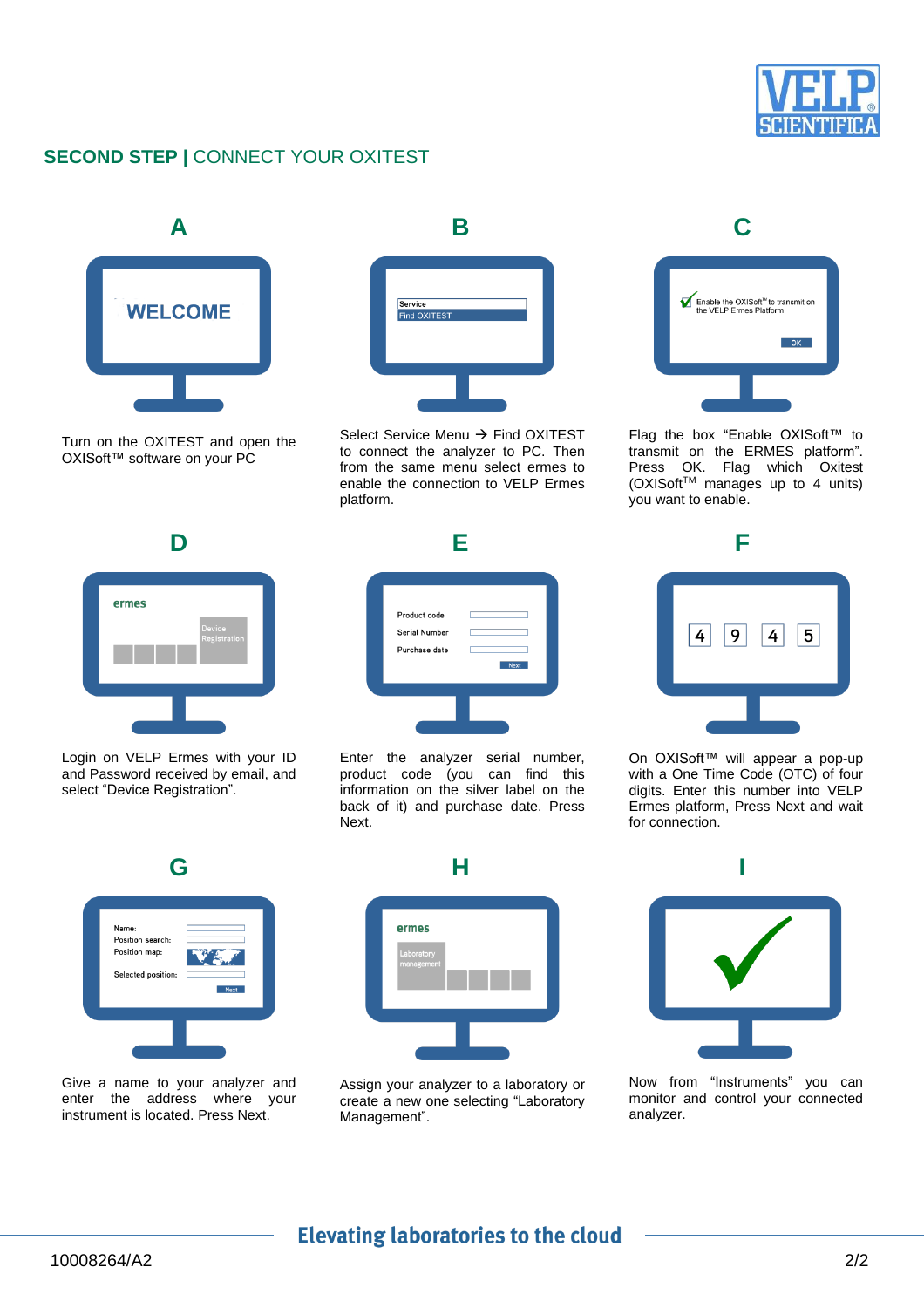## **SECOND STEP |** CONNECT YOUR OXITEST

### A

Turn on the OXITEST and open the OXISoft™ software on your PC

### B

Select Service Menu → Find OXITEST to connect the analyzer to PC. Then from the same menu select ermes to enable the connection to VELP Ermes platform.

### C

Flag the box "Enable OXISoft™ to transmit on the ERMES platform". Press OK. Flag which Oxitest (OXISoft™ manages up to 4 units) you want to enable.

### D

Login on VELP Ermes with your ID and Password received by email, and select "Device Registration".

### E

Enter the analyzer serial number, product code (you can find this information on the silver label on the back of it) and purchase date. Press Next.

### F

On OXISoft™ will appear a pop-up with a One Time Code (OTC) of four digits. Enter this number into VELP Ermes platform, Press Next and wait for connection.

### G

Give a name to your analyzer and enter the address where your instrument is located. Press Next.

### H

Assign your analyzer to a laboratory or create a new one selecting "Laboratory Management".

### I

Now from "Instruments" you can monitor and control your connected analyzer.

**Elevating laboratories to the cloud**

10008264/A2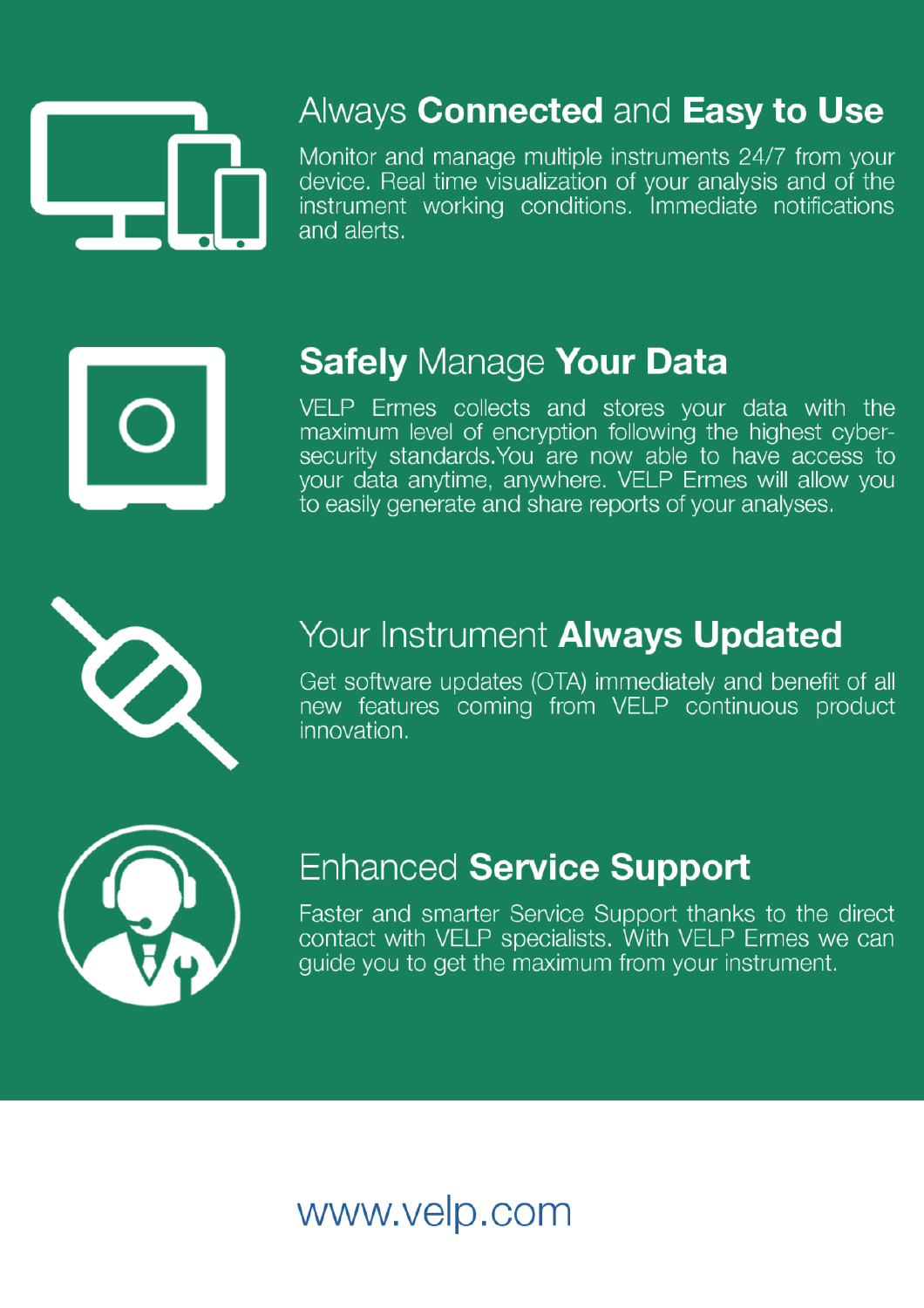## Always **Connected** and **Easy to Use**

Monitor and manage multiple instruments 24/7 from your device. Real time visualization of your analysis and of the instrument working conditions. Immediate notifications and alerts.

## **Safely** Manage **Your Data**

VELP Ermes collects and stores your data with the maximum level of encryption following the highest cyber-security standards.You are now able to have access to your data anytime, anywhere. VELP Ermes will allow you to easily generate and share reports of your analyses.

## Your Instrument **Always Updated**

Get software updates (OTA) immediately and benefit of all new features coming from VELP continuous product innovation.

## Enhanced **Service Support**

Faster and smarter Service Support thanks to the direct contact with VELP specialists. With VELP Ermes we can guide you to get the maximum from your instrument.

www.velp.com